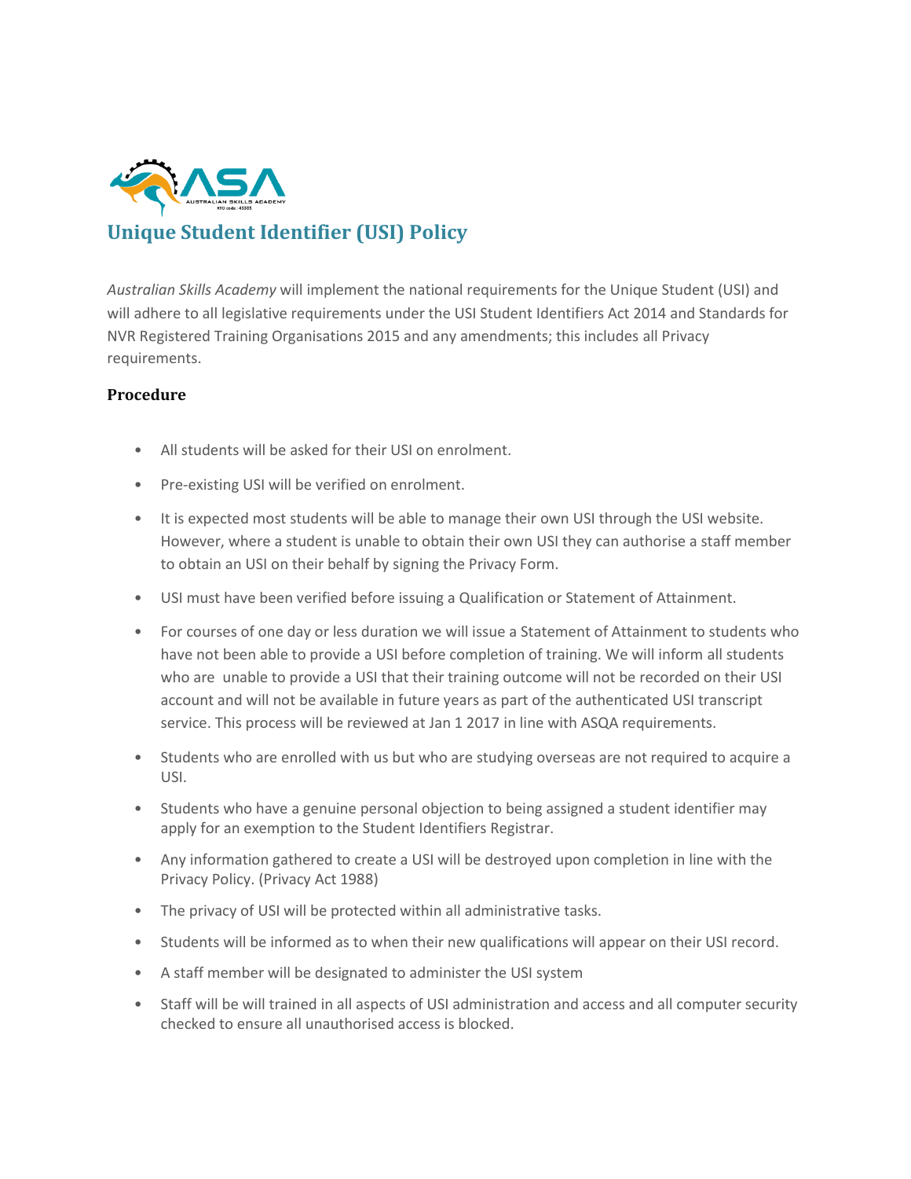# Unique Student Identifier (USI) Policy

*Australian Skills Academy* will implement the national requirements for the Unique Student (USI) and will adhere to all legislative requirements under the USI Student Identifiers Act 2014 and Standards for NVR Registered Training Organisations 2015 and any amendments; this includes all Privacy requirements.

## Procedure

- All students will be asked for their USI on enrolment.
- Pre-existing USI will be verified on enrolment.
- It is expected most students will be able to manage their own USI through the USI website. However, where a student is unable to obtain their own USI they can authorise a staff member to obtain an USI on their behalf by signing the Privacy Form.
- USI must have been verified before issuing a Qualification or Statement of Attainment.
- For courses of one day or less duration we will issue a Statement of Attainment to students who have not been able to provide a USI before completion of training. We will inform all students who are unable to provide a USI that their training outcome will not be recorded on their USI account and will not be available in future years as part of the authenticated USI transcript service. This process will be reviewed at Jan 1 2017 in line with ASQA requirements.
- Students who are enrolled with us but who are studying overseas are not required to acquire a USI.
- Students who have a genuine personal objection to being assigned a student identifier may apply for an exemption to the Student Identifiers Registrar.
- Any information gathered to create a USI will be destroyed upon completion in line with the Privacy Policy. (Privacy Act 1988)
- The privacy of USI will be protected within all administrative tasks.
- Students will be informed as to when their new qualifications will appear on their USI record.
- A staff member will be designated to administer the USI system
- Staff will be will trained in all aspects of USI administration and access and all computer security checked to ensure all unauthorised access is blocked.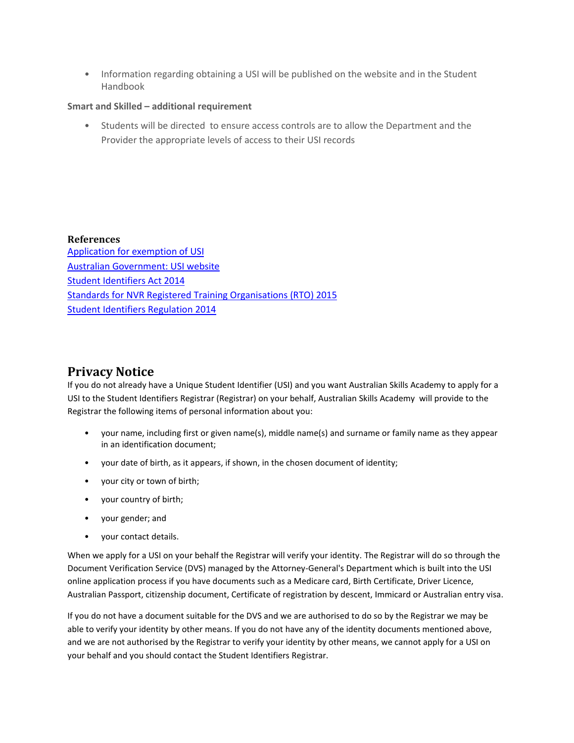- Information regarding obtaining a USI will be published on the website and in the Student Handbook

**Smart and Skilled – additional requirement**

- Students will be directed  to ensure access controls are to allow the Department and the Provider the appropriate levels of access to their USI records

**References**

[Application for exemption of USI](#)
[Australian Government: USI website](#)
[Student Identifiers Act 2014](#)
[Standards for NVR Registered Training Organisations (RTO) 2015](#)
[Student Identifiers Regulation 2014](#)

## Privacy Notice

If you do not already have a Unique Student Identifier (USI) and you want Australian Skills Academy to apply for a USI to the Student Identifiers Registrar (Registrar) on your behalf, Australian Skills Academy  will provide to the Registrar the following items of personal information about you:

- your name, including first or given name(s), middle name(s) and surname or family name as they appear in an identification document;
- your date of birth, as it appears, if shown, in the chosen document of identity;
- your city or town of birth;
- your country of birth;
- your gender; and
- your contact details.

When we apply for a USI on your behalf the Registrar will verify your identity. The Registrar will do so through the Document Verification Service (DVS) managed by the Attorney-General's Department which is built into the USI online application process if you have documents such as a Medicare card, Birth Certificate, Driver Licence, Australian Passport, citizenship document, Certificate of registration by descent, Immicard or Australian entry visa.

If you do not have a document suitable for the DVS and we are authorised to do so by the Registrar we may be able to verify your identity by other means. If you do not have any of the identity documents mentioned above, and we are not authorised by the Registrar to verify your identity by other means, we cannot apply for a USI on your behalf and you should contact the Student Identifiers Registrar.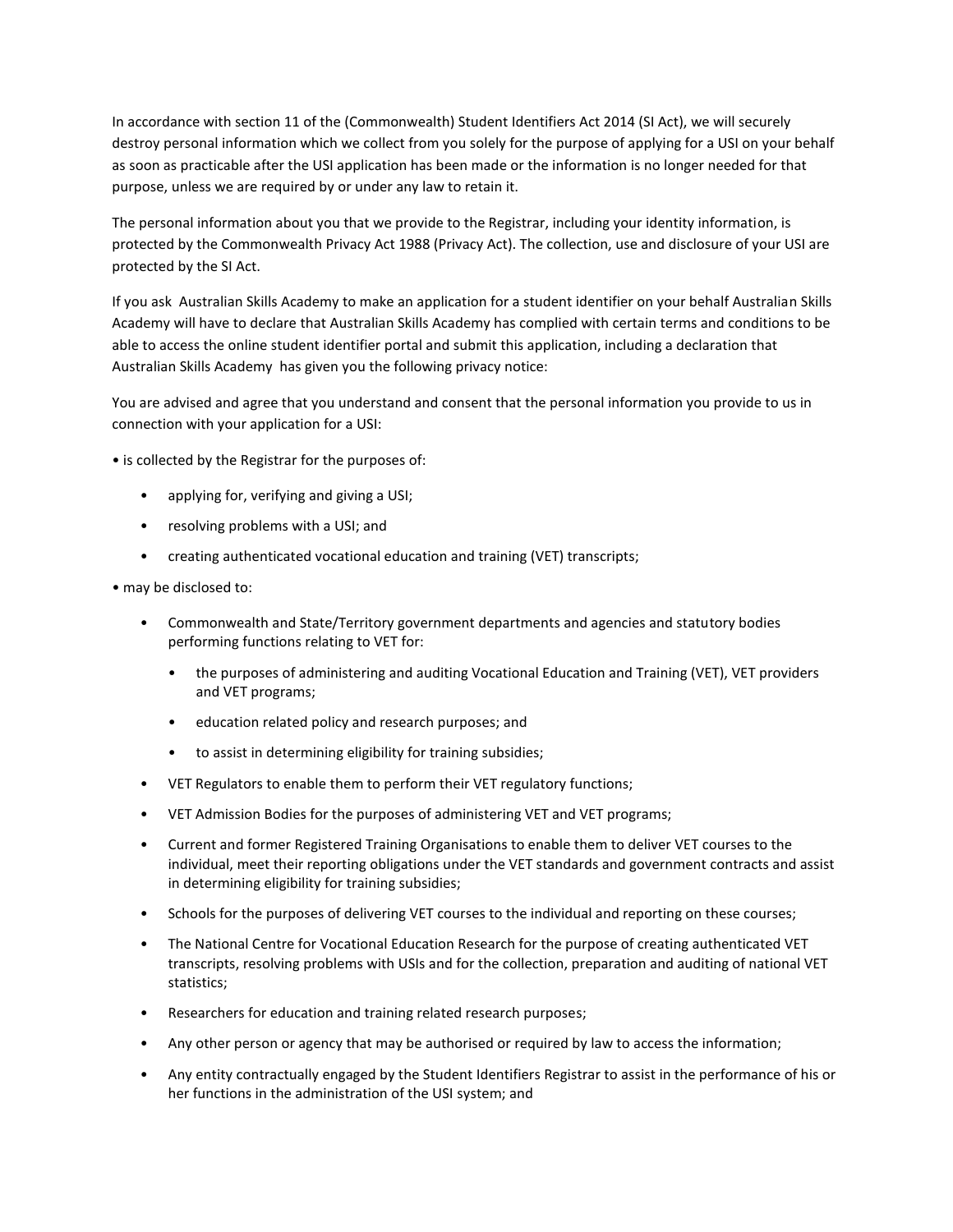In accordance with section 11 of the (Commonwealth) Student Identifiers Act 2014 (SI Act), we will securely destroy personal information which we collect from you solely for the purpose of applying for a USI on your behalf as soon as practicable after the USI application has been made or the information is no longer needed for that purpose, unless we are required by or under any law to retain it.

The personal information about you that we provide to the Registrar, including your identity information, is protected by the Commonwealth Privacy Act 1988 (Privacy Act). The collection, use and disclosure of your USI are protected by the SI Act.

If you ask Australian Skills Academy to make an application for a student identifier on your behalf Australian Skills Academy will have to declare that Australian Skills Academy has complied with certain terms and conditions to be able to access the online student identifier portal and submit this application, including a declaration that Australian Skills Academy has given you the following privacy notice:

You are advised and agree that you understand and consent that the personal information you provide to us in connection with your application for a USI:

- is collected by the Registrar for the purposes of:
  - applying for, verifying and giving a USI;
  - resolving problems with a USI; and
  - creating authenticated vocational education and training (VET) transcripts;
- may be disclosed to:
  - Commonwealth and State/Territory government departments and agencies and statutory bodies performing functions relating to VET for:
    - the purposes of administering and auditing Vocational Education and Training (VET), VET providers and VET programs;
    - education related policy and research purposes; and
    - to assist in determining eligibility for training subsidies;
  - VET Regulators to enable them to perform their VET regulatory functions;
  - VET Admission Bodies for the purposes of administering VET and VET programs;
  - Current and former Registered Training Organisations to enable them to deliver VET courses to the individual, meet their reporting obligations under the VET standards and government contracts and assist in determining eligibility for training subsidies;
  - Schools for the purposes of delivering VET courses to the individual and reporting on these courses;
  - The National Centre for Vocational Education Research for the purpose of creating authenticated VET transcripts, resolving problems with USIs and for the collection, preparation and auditing of national VET statistics;
  - Researchers for education and training related research purposes;
  - Any other person or agency that may be authorised or required by law to access the information;
  - Any entity contractually engaged by the Student Identifiers Registrar to assist in the performance of his or her functions in the administration of the USI system; and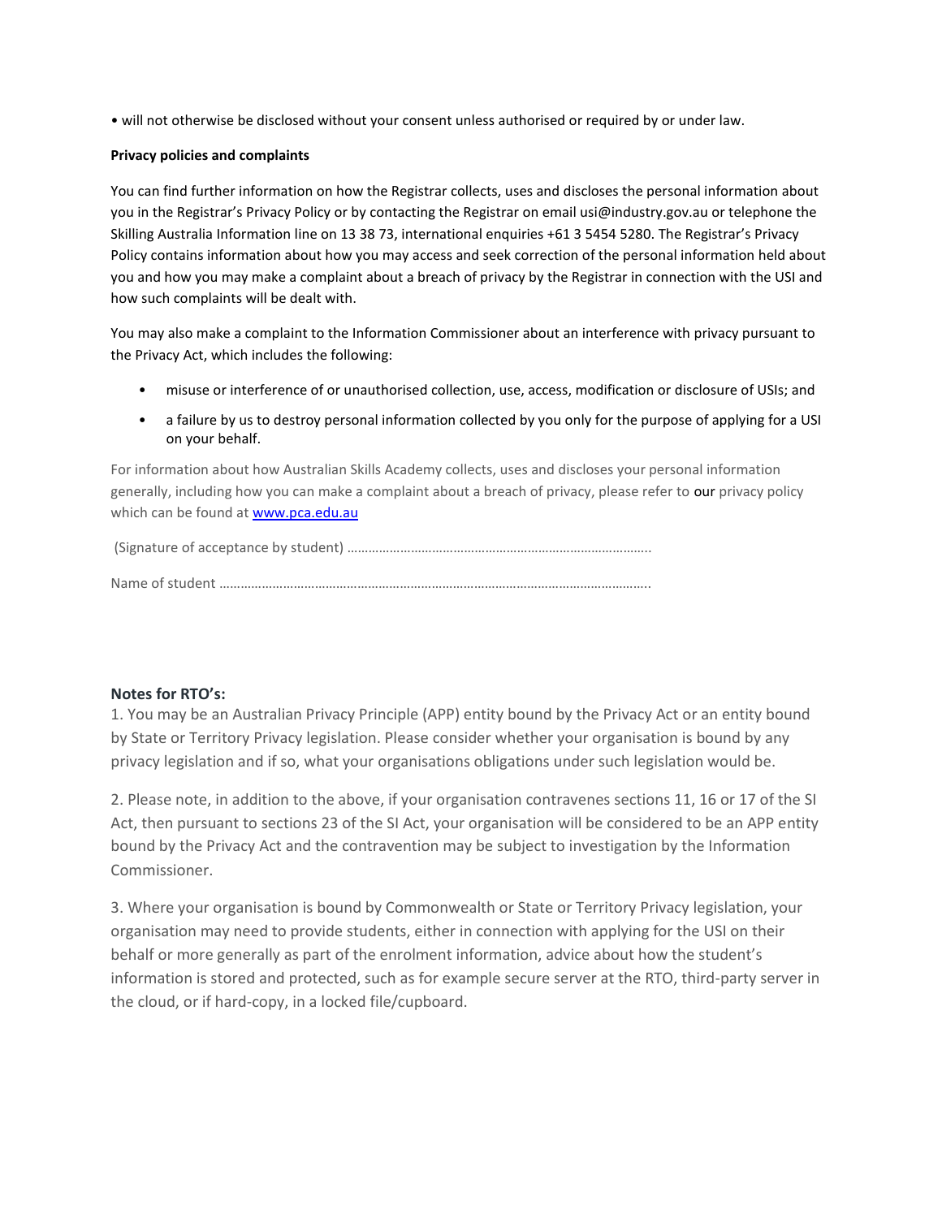• will not otherwise be disclosed without your consent unless authorised or required by or under law.

**Privacy policies and complaints**

You can find further information on how the Registrar collects, uses and discloses the personal information about you in the Registrar's Privacy Policy or by contacting the Registrar on email usi@industry.gov.au or telephone the Skilling Australia Information line on 13 38 73, international enquiries +61 3 5454 5280. The Registrar's Privacy Policy contains information about how you may access and seek correction of the personal information held about you and how you may make a complaint about a breach of privacy by the Registrar in connection with the USI and how such complaints will be dealt with.

You may also make a complaint to the Information Commissioner about an interference with privacy pursuant to the Privacy Act, which includes the following:

- misuse or interference of or unauthorised collection, use, access, modification or disclosure of USIs; and
- a failure by us to destroy personal information collected by you only for the purpose of applying for a USI on your behalf.

For information about how Australian Skills Academy collects, uses and discloses your personal information generally, including how you can make a complaint about a breach of privacy, please refer to our privacy policy which can be found at [www.pca.edu.au](http://www.pca.edu.au)

(Signature of acceptance by student) …………………………………………………………………………..

Name of student ………………………………………………………………………………………………………..

**Notes for RTO's:**

1. You may be an Australian Privacy Principle (APP) entity bound by the Privacy Act or an entity bound by State or Territory Privacy legislation. Please consider whether your organisation is bound by any privacy legislation and if so, what your organisations obligations under such legislation would be.

2. Please note, in addition to the above, if your organisation contravenes sections 11, 16 or 17 of the SI Act, then pursuant to sections 23 of the SI Act, your organisation will be considered to be an APP entity bound by the Privacy Act and the contravention may be subject to investigation by the Information Commissioner.

3. Where your organisation is bound by Commonwealth or State or Territory Privacy legislation, your organisation may need to provide students, either in connection with applying for the USI on their behalf or more generally as part of the enrolment information, advice about how the student's information is stored and protected, such as for example secure server at the RTO, third-party server in the cloud, or if hard-copy, in a locked file/cupboard.